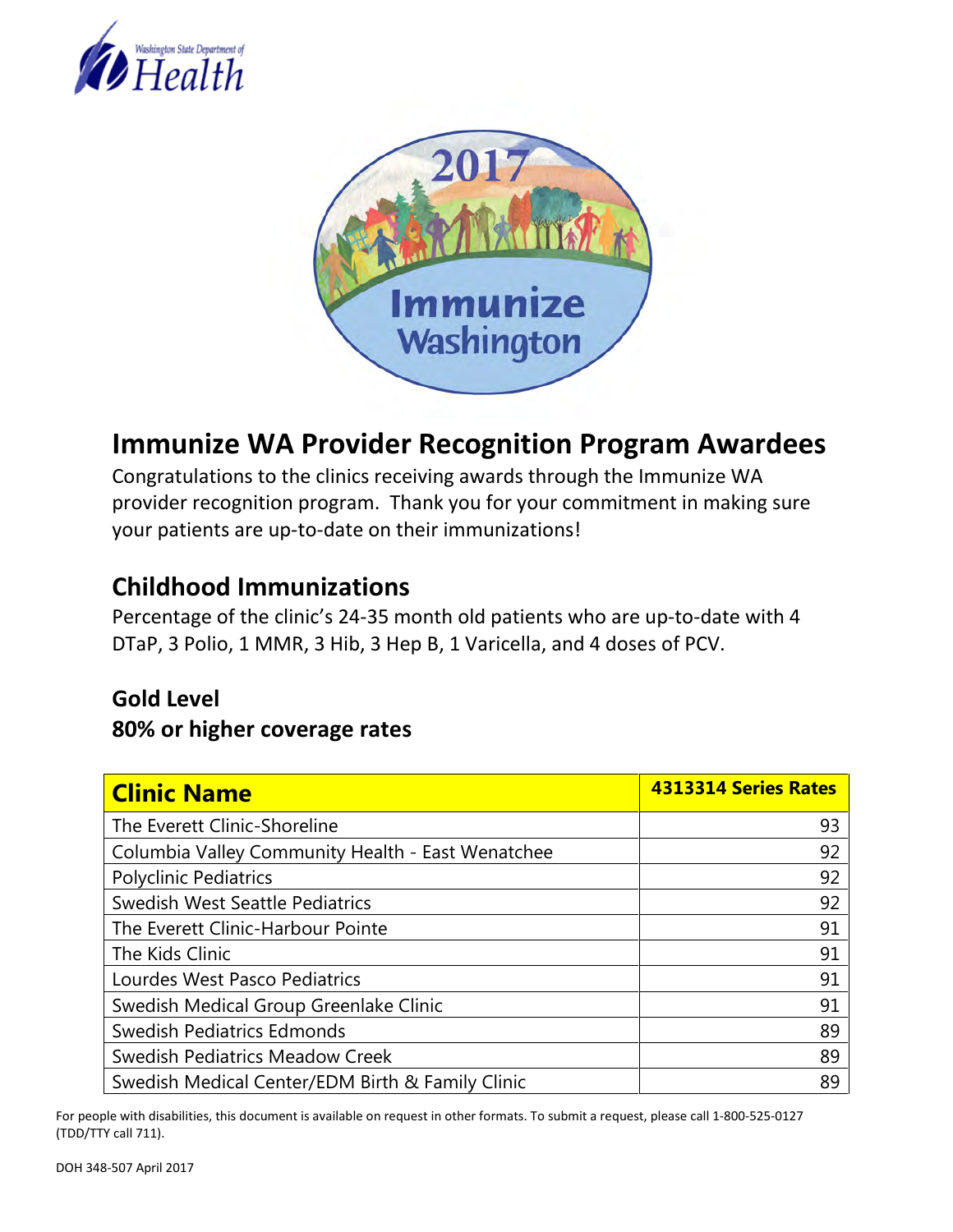# Immunize WA Provider Recognition Program Awardees

Congratulations to the clinics receiving awards through the Immunize WA provider recognition program. Thank you for your commitment in making sure your patients are up-to-date on their immunizations!

## Childhood Immunizations

Percentage of the clinic's 24-35 month old patients who are up-to-date with 4 DTaP, 3 Polio, 1 MMR, 3 Hib, 3 Hep B, 1 Varicella, and 4 doses of PCV.

### Gold Level
### 80% or higher coverage rates

| Clinic Name | 4313314 Series Rates |
|---|---|
| The Everett Clinic-Shoreline | 93 |
| Columbia Valley Community Health - East Wenatchee | 92 |
| Polyclinic Pediatrics | 92 |
| Swedish West Seattle Pediatrics | 92 |
| The Everett Clinic-Harbour Pointe | 91 |
| The Kids Clinic | 91 |
| Lourdes West Pasco Pediatrics | 91 |
| Swedish Medical Group Greenlake Clinic | 91 |
| Swedish Pediatrics Edmonds | 89 |
| Swedish Pediatrics Meadow Creek | 89 |
| Swedish Medical Center/EDM Birth & Family Clinic | 89 |

For people with disabilities, this document is available on request in other formats. To submit a request, please call 1-800-525-0127 (TDD/TTY call 711).

DOH 348-507 April 2017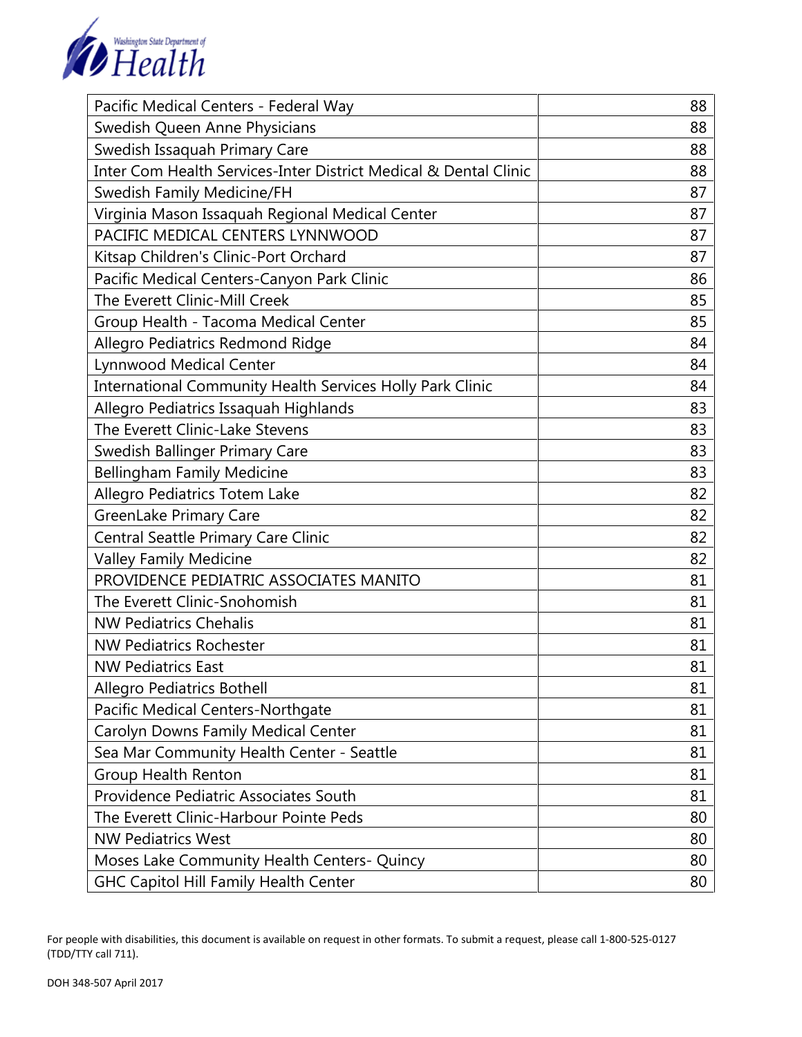| | |
|---|---|
| Pacific Medical Centers - Federal Way | 88 |
| Swedish Queen Anne Physicians | 88 |
| Swedish Issaquah Primary Care | 88 |
| Inter Com Health Services-Inter District Medical & Dental Clinic | 88 |
| Swedish Family Medicine/FH | 87 |
| Virginia Mason Issaquah Regional Medical Center | 87 |
| PACIFIC MEDICAL CENTERS LYNNWOOD | 87 |
| Kitsap Children's Clinic-Port Orchard | 87 |
| Pacific Medical Centers-Canyon Park Clinic | 86 |
| The Everett Clinic-Mill Creek | 85 |
| Group Health - Tacoma Medical Center | 85 |
| Allegro Pediatrics Redmond Ridge | 84 |
| Lynnwood Medical Center | 84 |
| International Community Health Services Holly Park Clinic | 84 |
| Allegro Pediatrics Issaquah Highlands | 83 |
| The Everett Clinic-Lake Stevens | 83 |
| Swedish Ballinger Primary Care | 83 |
| Bellingham Family Medicine | 83 |
| Allegro Pediatrics Totem Lake | 82 |
| GreenLake Primary Care | 82 |
| Central Seattle Primary Care Clinic | 82 |
| Valley Family Medicine | 82 |
| PROVIDENCE PEDIATRIC ASSOCIATES MANITO | 81 |
| The Everett Clinic-Snohomish | 81 |
| NW Pediatrics Chehalis | 81 |
| NW Pediatrics Rochester | 81 |
| NW Pediatrics East | 81 |
| Allegro Pediatrics Bothell | 81 |
| Pacific Medical Centers-Northgate | 81 |
| Carolyn Downs Family Medical Center | 81 |
| Sea Mar Community Health Center - Seattle | 81 |
| Group Health Renton | 81 |
| Providence Pediatric Associates South | 81 |
| The Everett Clinic-Harbour Pointe Peds | 80 |
| NW Pediatrics West | 80 |
| Moses Lake Community Health Centers- Quincy | 80 |
| GHC Capitol Hill Family Health Center | 80 |

For people with disabilities, this document is available on request in other formats. To submit a request, please call 1-800-525-0127 (TDD/TTY call 711).

DOH 348-507 April 2017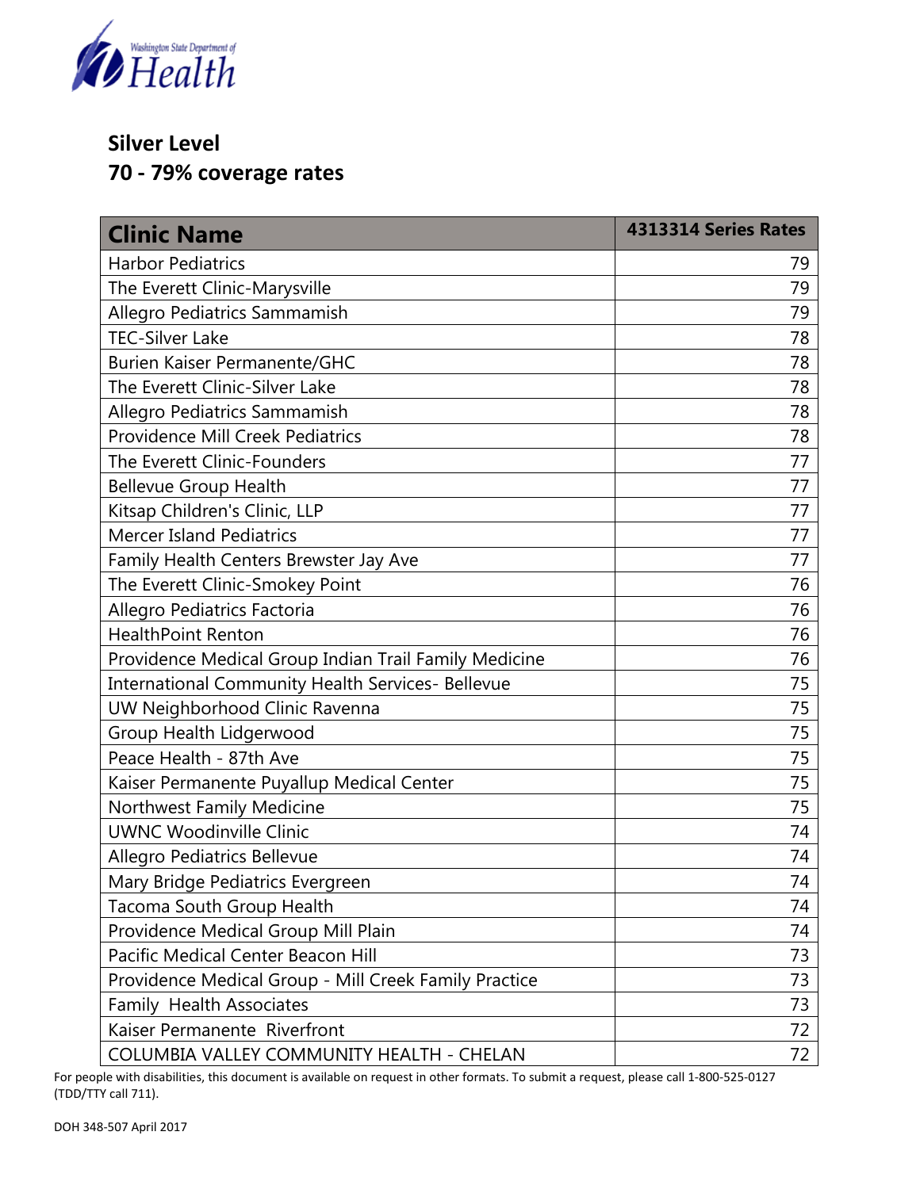## Silver Level
## 70 - 79% coverage rates

| Clinic Name | 4313314 Series Rates |
|---|---|
| Harbor Pediatrics | 79 |
| The Everett Clinic-Marysville | 79 |
| Allegro Pediatrics Sammamish | 79 |
| TEC-Silver Lake | 78 |
| Burien Kaiser Permanente/GHC | 78 |
| The Everett Clinic-Silver Lake | 78 |
| Allegro Pediatrics Sammamish | 78 |
| Providence Mill Creek Pediatrics | 78 |
| The Everett Clinic-Founders | 77 |
| Bellevue Group Health | 77 |
| Kitsap Children's Clinic, LLP | 77 |
| Mercer Island Pediatrics | 77 |
| Family Health Centers Brewster Jay Ave | 77 |
| The Everett Clinic-Smokey Point | 76 |
| Allegro Pediatrics Factoria | 76 |
| HealthPoint Renton | 76 |
| Providence Medical Group Indian Trail Family Medicine | 76 |
| International Community Health Services- Bellevue | 75 |
| UW Neighborhood Clinic Ravenna | 75 |
| Group Health Lidgerwood | 75 |
| Peace Health - 87th Ave | 75 |
| Kaiser Permanente Puyallup Medical Center | 75 |
| Northwest Family Medicine | 75 |
| UWNC Woodinville Clinic | 74 |
| Allegro Pediatrics Bellevue | 74 |
| Mary Bridge Pediatrics Evergreen | 74 |
| Tacoma South Group Health | 74 |
| Providence Medical Group Mill Plain | 74 |
| Pacific Medical Center Beacon Hill | 73 |
| Providence Medical Group - Mill Creek Family Practice | 73 |
| Family Health Associates | 73 |
| Kaiser Permanente Riverfront | 72 |
| COLUMBIA VALLEY COMMUNITY HEALTH - CHELAN | 72 |

For people with disabilities, this document is available on request in other formats. To submit a request, please call 1-800-525-0127 (TDD/TTY call 711).

DOH 348-507 April 2017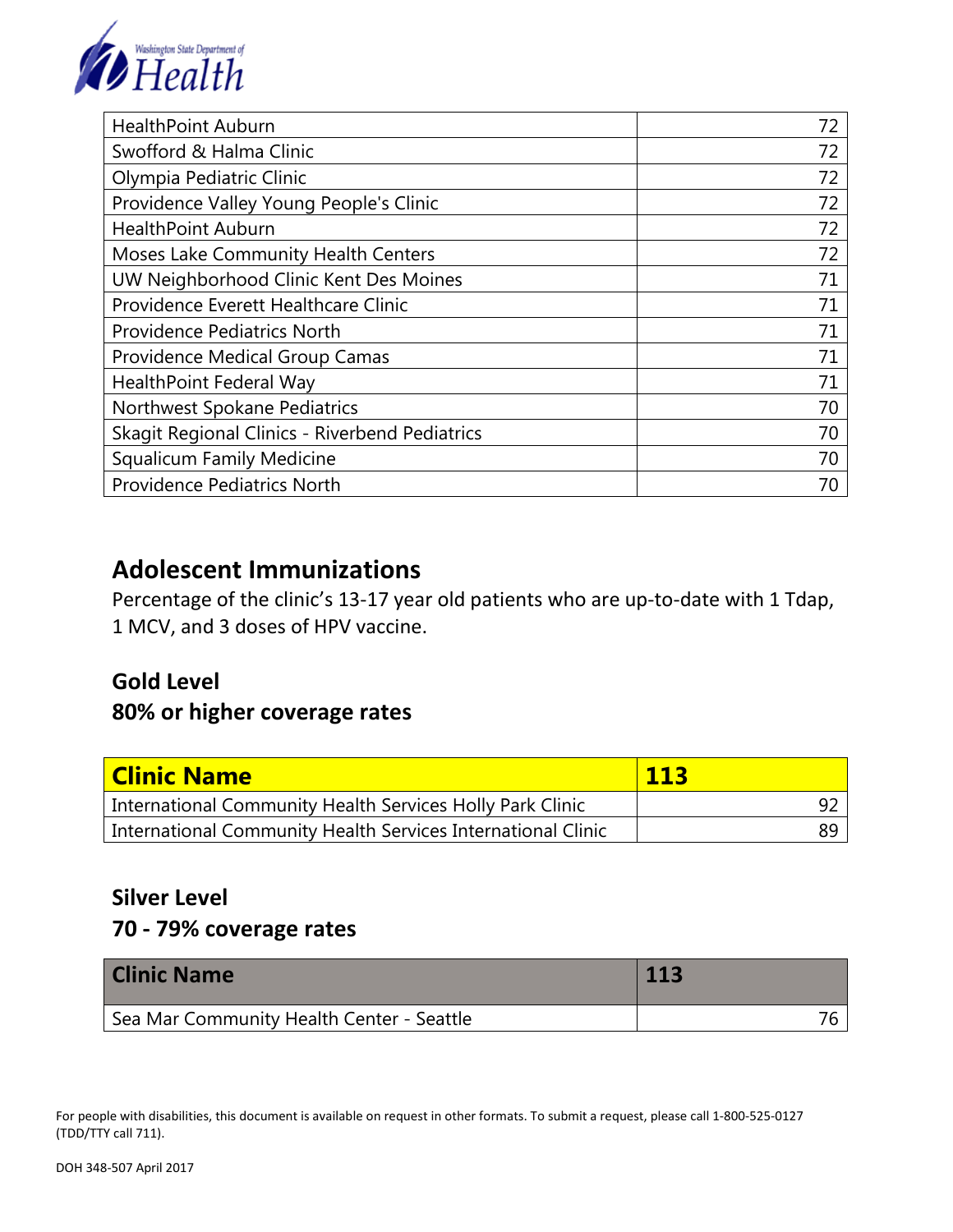| | |
|---|---|
| HealthPoint Auburn | 72 |
| Swofford & Halma Clinic | 72 |
| Olympia Pediatric Clinic | 72 |
| Providence Valley Young People's Clinic | 72 |
| HealthPoint Auburn | 72 |
| Moses Lake Community Health Centers | 72 |
| UW Neighborhood Clinic Kent Des Moines | 71 |
| Providence Everett Healthcare Clinic | 71 |
| Providence Pediatrics North | 71 |
| Providence Medical Group Camas | 71 |
| HealthPoint Federal Way | 71 |
| Northwest Spokane Pediatrics | 70 |
| Skagit Regional Clinics - Riverbend Pediatrics | 70 |
| Squalicum Family Medicine | 70 |
| Providence Pediatrics North | 70 |

## Adolescent Immunizations

Percentage of the clinic's 13-17 year old patients who are up-to-date with 1 Tdap, 1 MCV, and 3 doses of HPV vaccine.

### Gold Level
### 80% or higher coverage rates

| Clinic Name | 113 |
|---|---|
| International Community Health Services Holly Park Clinic | 92 |
| International Community Health Services International Clinic | 89 |

### Silver Level
### 70 - 79% coverage rates

| Clinic Name | 113 |
|---|---|
| Sea Mar Community Health Center - Seattle | 76 |

For people with disabilities, this document is available on request in other formats. To submit a request, please call 1-800-525-0127 (TDD/TTY call 711).

DOH 348-507 April 2017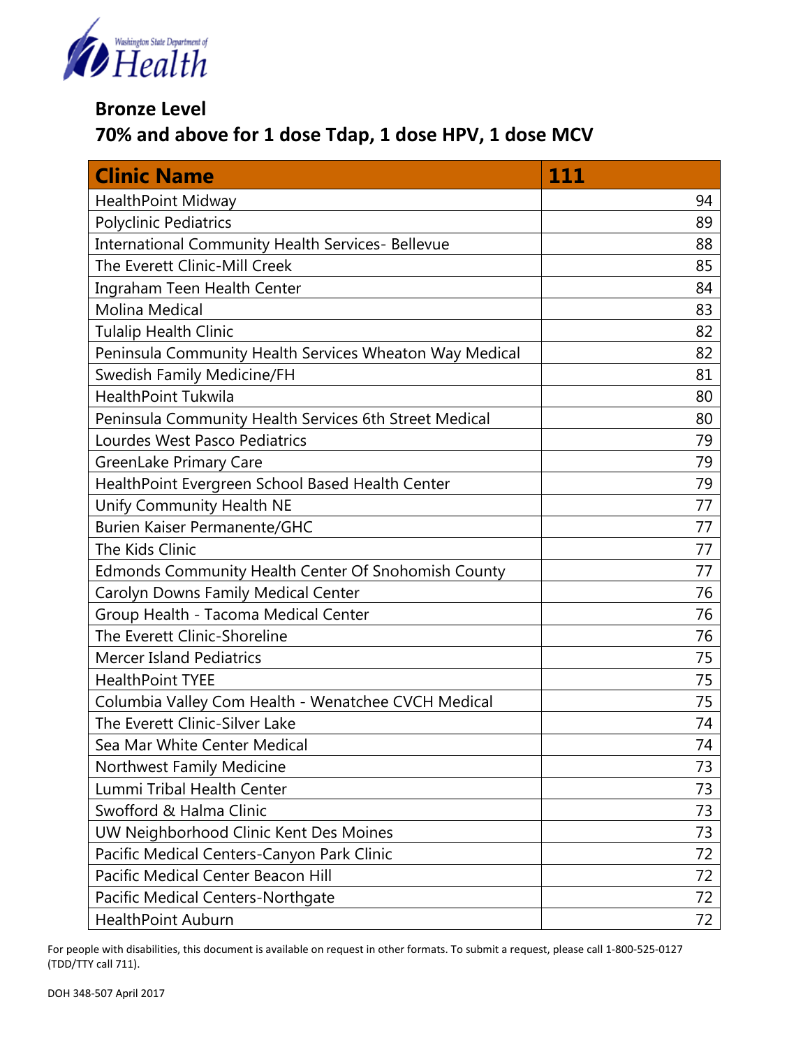Washington State Department of Health

## Bronze Level

## 70% and above for 1 dose Tdap, 1 dose HPV, 1 dose MCV

| Clinic Name | 111 |
| --- | --- |
| HealthPoint Midway | 94 |
| Polyclinic Pediatrics | 89 |
| International Community Health Services- Bellevue | 88 |
| The Everett Clinic-Mill Creek | 85 |
| Ingraham Teen Health Center | 84 |
| Molina Medical | 83 |
| Tulalip Health Clinic | 82 |
| Peninsula Community Health Services Wheaton Way Medical | 82 |
| Swedish Family Medicine/FH | 81 |
| HealthPoint Tukwila | 80 |
| Peninsula Community Health Services 6th Street Medical | 80 |
| Lourdes West Pasco Pediatrics | 79 |
| GreenLake Primary Care | 79 |
| HealthPoint Evergreen School Based Health Center | 79 |
| Unify Community Health NE | 77 |
| Burien Kaiser Permanente/GHC | 77 |
| The Kids Clinic | 77 |
| Edmonds Community Health Center Of Snohomish County | 77 |
| Carolyn Downs Family Medical Center | 76 |
| Group Health - Tacoma Medical Center | 76 |
| The Everett Clinic-Shoreline | 76 |
| Mercer Island Pediatrics | 75 |
| HealthPoint TYEE | 75 |
| Columbia Valley Com Health - Wenatchee CVCH Medical | 75 |
| The Everett Clinic-Silver Lake | 74 |
| Sea Mar White Center Medical | 74 |
| Northwest Family Medicine | 73 |
| Lummi Tribal Health Center | 73 |
| Swofford & Halma Clinic | 73 |
| UW Neighborhood Clinic Kent Des Moines | 73 |
| Pacific Medical Centers-Canyon Park Clinic | 72 |
| Pacific Medical Center Beacon Hill | 72 |
| Pacific Medical Centers-Northgate | 72 |
| HealthPoint Auburn | 72 |

For people with disabilities, this document is available on request in other formats. To submit a request, please call 1-800-525-0127 (TDD/TTY call 711).

DOH 348-507 April 2017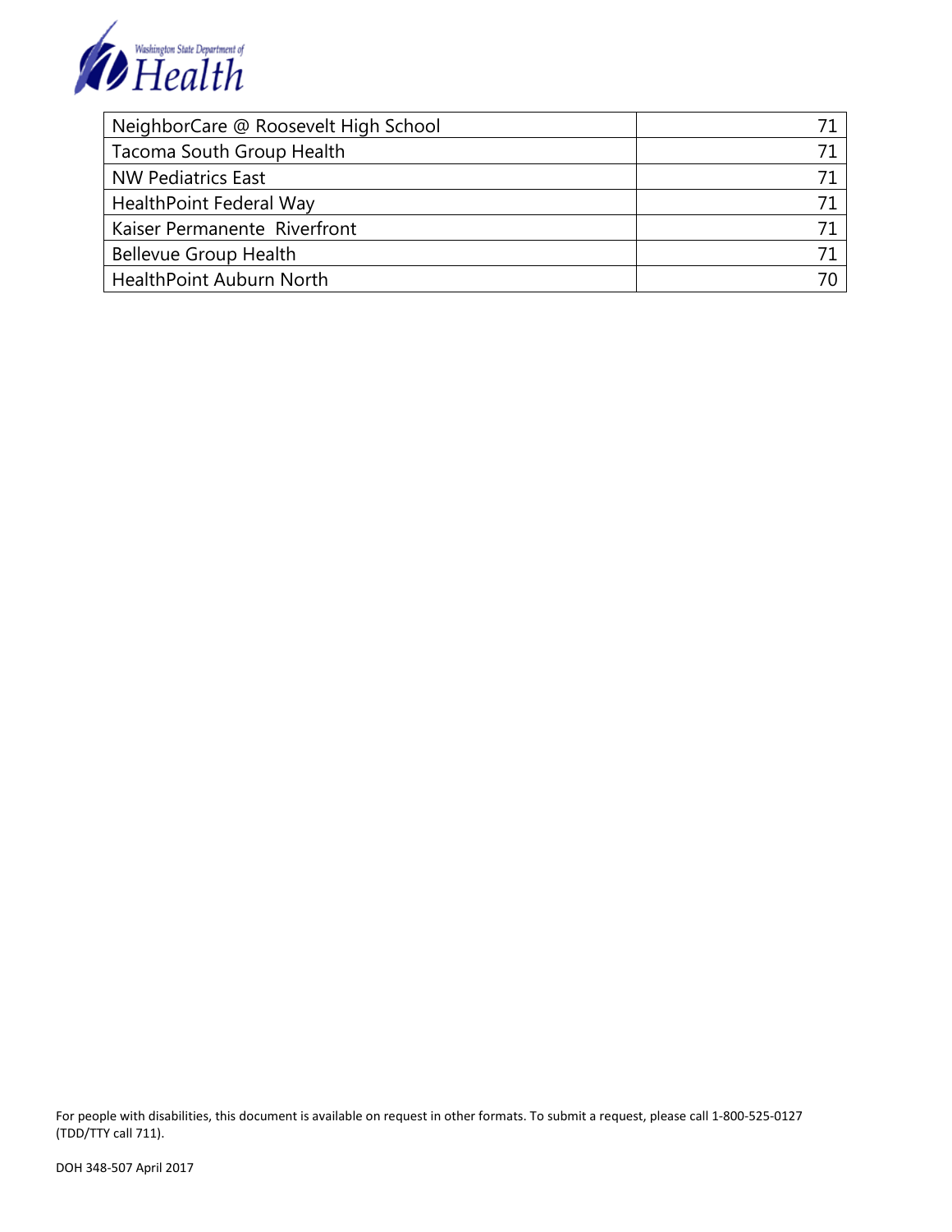| | |
|---|---|
| NeighborCare @ Roosevelt High School | 71 |
| Tacoma South Group Health | 71 |
| NW Pediatrics East | 71 |
| HealthPoint Federal Way | 71 |
| Kaiser Permanente  Riverfront | 71 |
| Bellevue Group Health | 71 |
| HealthPoint Auburn North | 70 |

For people with disabilities, this document is available on request in other formats. To submit a request, please call 1-800-525-0127 (TDD/TTY call 711).

DOH 348-507 April 2017